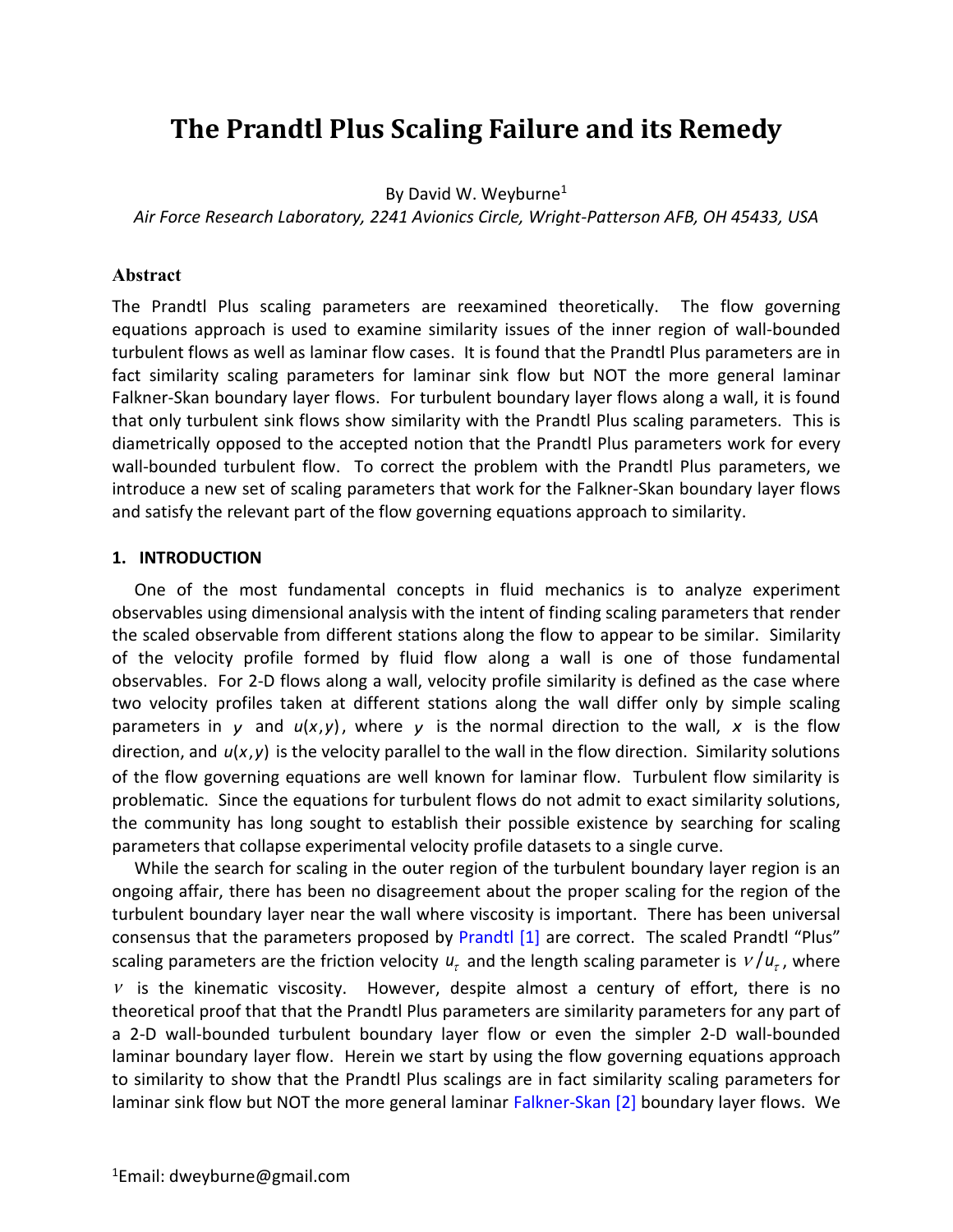# The Prandtl Plus Scaling Failure and its Remedy

By David W. Weyburne[1]

*Air Force Research Laboratory, 2241 Avionics Circle, Wright-Patterson AFB, OH 45433, USA*

## Abstract

The Prandtl Plus scaling parameters are reexamined theoretically. The flow governing equations approach is used to examine similarity issues of the inner region of wall-bounded turbulent flows as well as laminar flow cases. It is found that the Prandtl Plus parameters are in fact similarity scaling parameters for laminar sink flow but NOT the more general laminar Falkner-Skan boundary layer flows. For turbulent boundary layer flows along a wall, it is found that only turbulent sink flows show similarity with the Prandtl Plus scaling parameters. This is diametrically opposed to the accepted notion that the Prandtl Plus parameters work for every wall-bounded turbulent flow. To correct the problem with the Prandtl Plus parameters, we introduce a new set of scaling parameters that work for the Falkner-Skan boundary layer flows and satisfy the relevant part of the flow governing equations approach to similarity.

## 1. INTRODUCTION

One of the most fundamental concepts in fluid mechanics is to analyze experiment observables using dimensional analysis with the intent of finding scaling parameters that render the scaled observable from different stations along the flow to appear to be similar. Similarity of the velocity profile formed by fluid flow along a wall is one of those fundamental observables. For 2-D flows along a wall, velocity profile similarity is defined as the case where two velocity profiles taken at different stations along the wall differ only by simple scaling parameters in $y$ and $u(x,y)$, where $y$ is the normal direction to the wall, $x$ is the flow direction, and $u(x,y)$ is the velocity parallel to the wall in the flow direction. Similarity solutions of the flow governing equations are well known for laminar flow. Turbulent flow similarity is problematic. Since the equations for turbulent flows do not admit to exact similarity solutions, the community has long sought to establish their possible existence by searching for scaling parameters that collapse experimental velocity profile datasets to a single curve.

While the search for scaling in the outer region of the turbulent boundary layer region is an ongoing affair, there has been no disagreement about the proper scaling for the region of the turbulent boundary layer near the wall where viscosity is important. There has been universal consensus that the parameters proposed by Prandtl [1] are correct. The scaled Prandtl "Plus" scaling parameters are the friction velocity $u_\tau$ and the length scaling parameter is $\nu/u_\tau$, where $\nu$ is the kinematic viscosity. However, despite almost a century of effort, there is no theoretical proof that that the Prandtl Plus parameters are similarity parameters for any part of a 2-D wall-bounded turbulent boundary layer flow or even the simpler 2-D wall-bounded laminar boundary layer flow. Herein we start by using the flow governing equations approach to similarity to show that the Prandtl Plus scalings are in fact similarity scaling parameters for laminar sink flow but NOT the more general laminar Falkner-Skan [2] boundary layer flows. We

[1]Email: dweyburne@gmail.com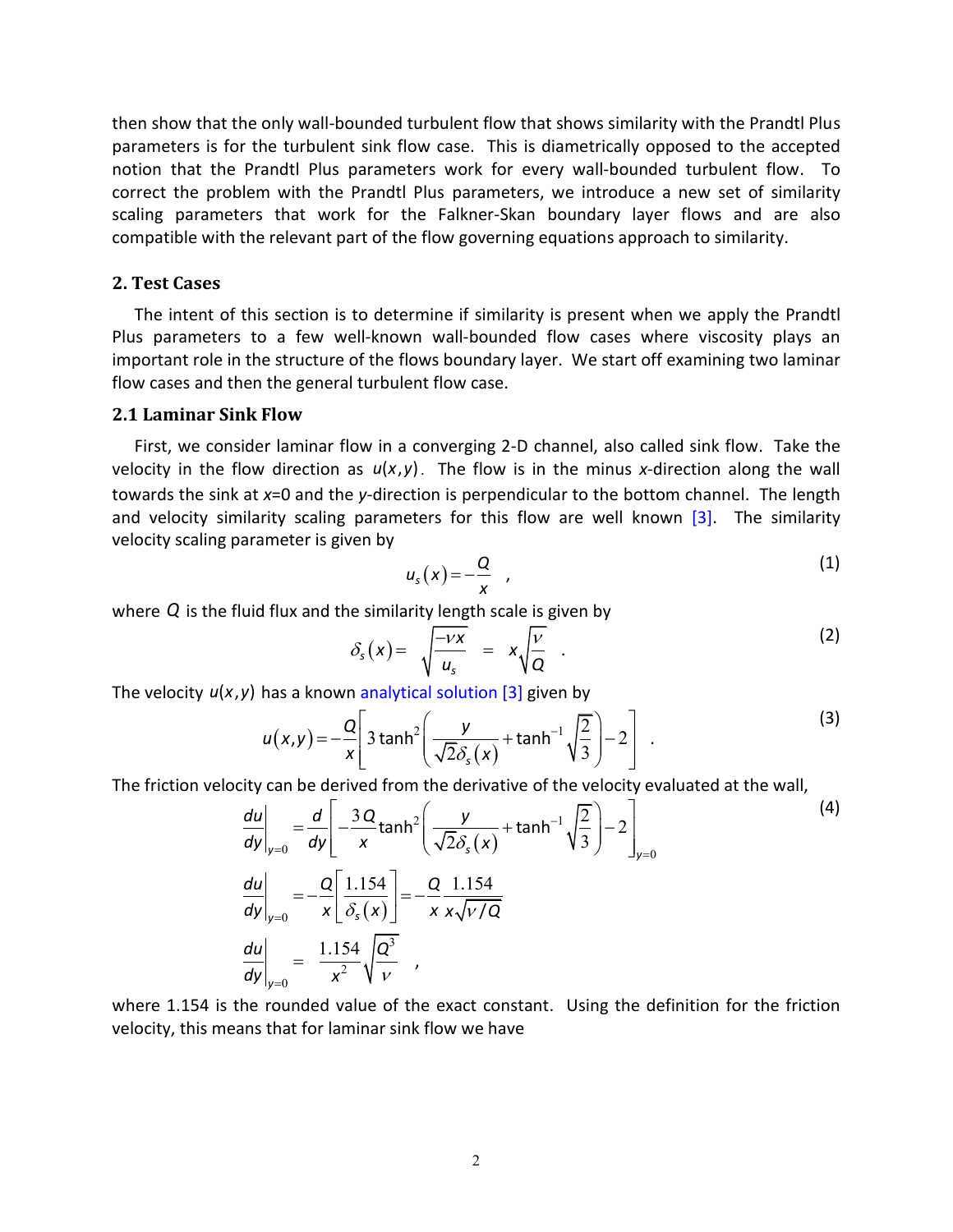then show that the only wall-bounded turbulent flow that shows similarity with the Prandtl Plus parameters is for the turbulent sink flow case. This is diametrically opposed to the accepted notion that the Prandtl Plus parameters work for every wall-bounded turbulent flow. To correct the problem with the Prandtl Plus parameters, we introduce a new set of similarity scaling parameters that work for the Falkner-Skan boundary layer flows and are also compatible with the relevant part of the flow governing equations approach to similarity.

## 2. Test Cases

The intent of this section is to determine if similarity is present when we apply the Prandtl Plus parameters to a few well-known wall-bounded flow cases where viscosity plays an important role in the structure of the flows boundary layer. We start off examining two laminar flow cases and then the general turbulent flow case.

### 2.1 Laminar Sink Flow

First, we consider laminar flow in a converging 2-D channel, also called sink flow. Take the velocity in the flow direction as $u(x,y)$. The flow is in the minus $x$-direction along the wall towards the sink at $x$=0 and the $y$-direction is perpendicular to the bottom channel. The length and velocity similarity scaling parameters for this flow are well known [3]. The similarity velocity scaling parameter is given by

$$u_s(x) = -\frac{Q}{x} \quad , \tag{1}$$

where $Q$ is the fluid flux and the similarity length scale is given by

$$\delta_s(x) = \sqrt{\frac{-\nu x}{u_s}} \;=\; x\sqrt{\frac{\nu}{Q}} \quad . \tag{2}$$

The velocity $u(x,y)$ has a known analytical solution [3] given by

$$u(x,y) = -\frac{Q}{x}\left[3\tanh^2\left(\frac{y}{\sqrt{2}\delta_s(x)} + \tanh^{-1}\sqrt{\frac{2}{3}}\right) - 2\right] \quad . \tag{3}$$

The friction velocity can be derived from the derivative of the velocity evaluated at the wall,

$$\left.\frac{du}{dy}\right|_{y=0} = \frac{d}{dy}\left[-\frac{3Q}{x}\tanh^2\left(\frac{y}{\sqrt{2}\delta_s(x)} + \tanh^{-1}\sqrt{\frac{2}{3}}\right) - 2\right]_{y=0}$$
$$\left.\frac{du}{dy}\right|_{y=0} = -\frac{Q}{x}\left[\frac{1.154}{\delta_s(x)}\right] = -\frac{Q}{x}\frac{1.154}{x\sqrt{\nu/Q}}$$
$$\left.\frac{du}{dy}\right|_{y=0} \;=\; \frac{1.154}{x^2}\sqrt{\frac{Q^3}{\nu}} \quad , \tag{4}$$

where 1.154 is the rounded value of the exact constant. Using the definition for the friction velocity, this means that for laminar sink flow we have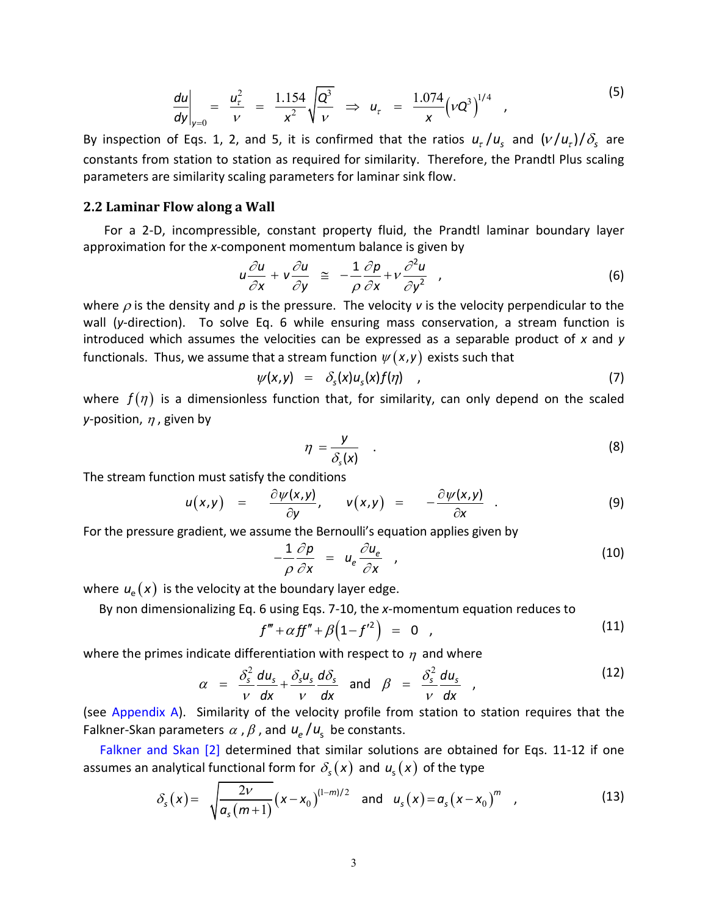$$\left.\frac{du}{dy}\right|_{y=0} = \frac{u_\tau^2}{\nu} = \frac{1.154}{x^2}\sqrt{\frac{Q^3}{\nu}} \Rightarrow u_\tau = \frac{1.074}{x}\left(\nu Q^3\right)^{1/4} \quad , \tag{5}$$

By inspection of Eqs. 1, 2, and 5, it is confirmed that the ratios $u_\tau/u_s$ and $(\nu/u_\tau)/\delta_s$ are constants from station to station as required for similarity. Therefore, the Prandtl Plus scaling parameters are similarity scaling parameters for laminar sink flow.

## 2.2 Laminar Flow along a Wall

For a 2-D, incompressible, constant property fluid, the Prandtl laminar boundary layer approximation for the *x*-component momentum balance is given by

$$u\frac{\partial u}{\partial x} + v\frac{\partial u}{\partial y} \cong -\frac{1}{\rho}\frac{\partial p}{\partial x} + \nu\frac{\partial^2 u}{\partial y^2} \quad , \tag{6}$$

where $\rho$ is the density and *p* is the pressure. The velocity *v* is the velocity perpendicular to the wall (*y*-direction). To solve Eq. 6 while ensuring mass conservation, a stream function is introduced which assumes the velocities can be expressed as a separable product of *x* and *y* functionals. Thus, we assume that a stream function $\psi(x,y)$ exists such that

$$\psi(x,y) = \delta_s(x)u_s(x)f(\eta) \quad , \tag{7}$$

where $f(\eta)$ is a dimensionless function that, for similarity, can only depend on the scaled *y*-position, $\eta$, given by

$$\eta = \frac{y}{\delta_s(x)} \quad . \tag{8}$$

The stream function must satisfy the conditions

$$u(x,y) = \frac{\partial\psi(x,y)}{\partial y}, \qquad v(x,y) = -\frac{\partial\psi(x,y)}{\partial x} \quad . \tag{9}$$

For the pressure gradient, we assume the Bernoulli's equation applies given by

$$-\frac{1}{\rho}\frac{\partial p}{\partial x} = u_e\frac{\partial u_e}{\partial x} \quad , \tag{10}$$

where $u_e(x)$ is the velocity at the boundary layer edge.

By non dimensionalizing Eq. 6 using Eqs. 7-10, the *x*-momentum equation reduces to

$$f''' + \alpha f f'' + \beta\left(1 - f'^2\right) = 0 \quad , \tag{11}$$

where the primes indicate differentiation with respect to $\eta$ and where

$$\alpha = \frac{\delta_s^2}{\nu}\frac{du_s}{dx} + \frac{\delta_s u_s}{\nu}\frac{d\delta_s}{dx} \quad \text{and} \quad \beta = \frac{\delta_s^2}{\nu}\frac{du_s}{dx} \quad , \tag{12}$$

(see Appendix A). Similarity of the velocity profile from station to station requires that the Falkner-Skan parameters $\alpha$, $\beta$, and $u_e/u_s$ be constants.

Falkner and Skan [2] determined that similar solutions are obtained for Eqs. 11-12 if one assumes an analytical functional form for $\delta_s(x)$ and $u_s(x)$ of the type

$$\delta_s(x) = \sqrt{\frac{2\nu}{a_s(m+1)}}\left(x - x_0\right)^{(1-m)/2} \quad \text{and} \quad u_s(x) = a_s\left(x - x_0\right)^m \quad , \tag{13}$$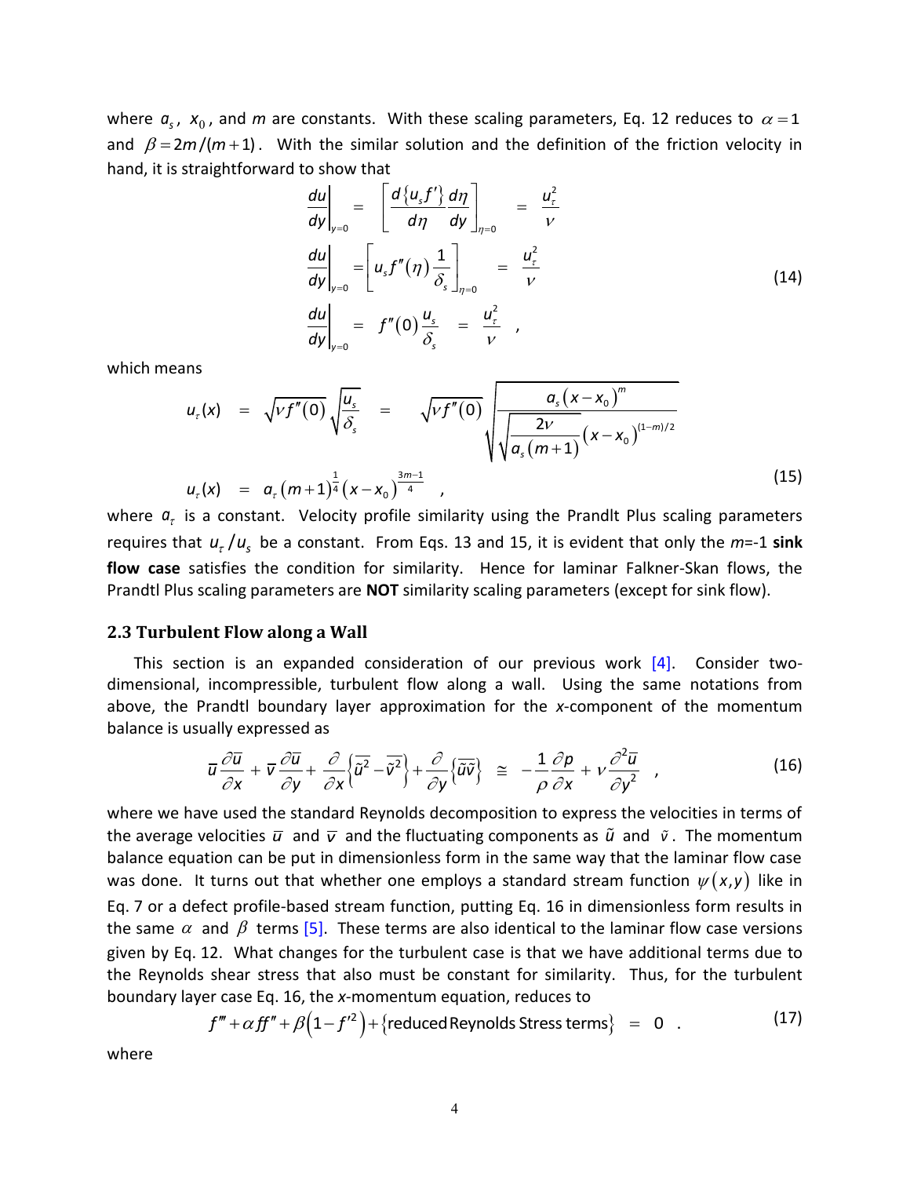where $a_s$, $x_0$, and $m$ are constants. With these scaling parameters, Eq. 12 reduces to $\alpha = 1$ and $\beta = 2m/(m+1)$. With the similar solution and the definition of the friction velocity in hand, it is straightforward to show that

$$
\begin{aligned}
\left.\frac{du}{dy}\right|_{y=0} &= \left[\frac{d\{u_s f'\}}{d\eta}\frac{d\eta}{dy}\right]_{\eta=0} = \frac{u_\tau^2}{\nu} \\
\left.\frac{du}{dy}\right|_{y=0} &= \left[u_s f''(\eta)\frac{1}{\delta_s}\right]_{\eta=0} = \frac{u_\tau^2}{\nu} \\
\left.\frac{du}{dy}\right|_{y=0} &= f''(0)\frac{u_s}{\delta_s} = \frac{u_\tau^2}{\nu} \quad ,
\end{aligned}
\tag{14}
$$

which means

$$
\begin{aligned}
u_\tau(x) &= \sqrt{\nu f''(0)}\sqrt{\frac{u_s}{\delta_s}} = \sqrt{\nu f''(0)}\sqrt{\frac{a_s\left(x-x_0\right)^m}{\sqrt{\frac{2\nu}{a_s(m+1)}}\left(x-x_0\right)^{(1-m)/2}}} \\
u_\tau(x) &= a_\tau\left(m+1\right)^{\frac{1}{4}}\left(x-x_0\right)^{\frac{3m-1}{4}} \quad ,
\end{aligned}
\tag{15}
$$

where $a_\tau$ is a constant. Velocity profile similarity using the Prandlt Plus scaling parameters requires that $u_\tau/u_s$ be a constant. From Eqs. 13 and 15, it is evident that only the $m$=-1 **sink flow case** satisfies the condition for similarity. Hence for laminar Falkner-Skan flows, the Prandtl Plus scaling parameters are **NOT** similarity scaling parameters (except for sink flow).

### 2.3 Turbulent Flow along a Wall

This section is an expanded consideration of our previous work [4]. Consider two-dimensional, incompressible, turbulent flow along a wall. Using the same notations from above, the Prandtl boundary layer approximation for the $x$-component of the momentum balance is usually expressed as

$$
\bar{u}\frac{\partial \bar{u}}{\partial x} + \bar{v}\frac{\partial \bar{u}}{\partial y} + \frac{\partial}{\partial x}\left\{\overline{\tilde{u}^2} - \overline{\tilde{v}^2}\right\} + \frac{\partial}{\partial y}\left\{\overline{\tilde{u}\tilde{v}}\right\} \cong -\frac{1}{\rho}\frac{\partial p}{\partial x} + \nu\frac{\partial^2 \bar{u}}{\partial y^2} \quad ,
\tag{16}
$$

where we have used the standard Reynolds decomposition to express the velocities in terms of the average velocities $\bar{u}$ and $\bar{v}$ and the fluctuating components as $\tilde{u}$ and $\tilde{v}$. The momentum balance equation can be put in dimensionless form in the same way that the laminar flow case was done. It turns out that whether one employs a standard stream function $\psi(x,y)$ like in Eq. 7 or a defect profile-based stream function, putting Eq. 16 in dimensionless form results in the same $\alpha$ and $\beta$ terms [5]. These terms are also identical to the laminar flow case versions given by Eq. 12. What changes for the turbulent case is that we have additional terms due to the Reynolds shear stress that also must be constant for similarity. Thus, for the turbulent boundary layer case Eq. 16, the $x$-momentum equation, reduces to

$$
f''' + \alpha f f'' + \beta\left(1 - f'^2\right) + \{\text{reduced Reynolds Stress terms}\} = 0 \quad .
\tag{17}
$$

where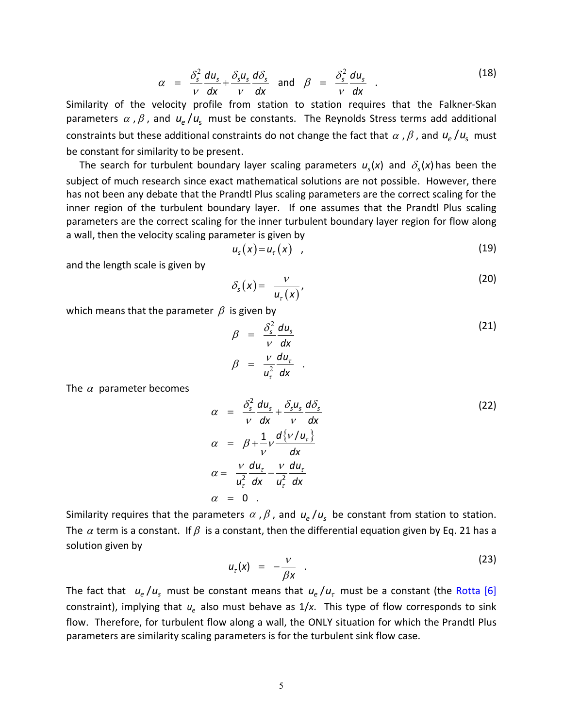$$\alpha \;=\; \frac{\delta_s^2}{\nu}\frac{du_s}{dx}+\frac{\delta_s u_s}{\nu}\frac{d\delta_s}{dx} \quad \text{and} \quad \beta \;=\; \frac{\delta_s^2}{\nu}\frac{du_s}{dx} \quad . \tag{18}$$

Similarity of the velocity profile from station to station requires that the Falkner-Skan parameters $\alpha$, $\beta$, and $u_e/u_s$ must be constants. The Reynolds Stress terms add additional constraints but these additional constraints do not change the fact that $\alpha$, $\beta$, and $u_e/u_s$ must be constant for similarity to be present.

The search for turbulent boundary layer scaling parameters $u_s(x)$ and $\delta_s(x)$ has been the subject of much research since exact mathematical solutions are not possible. However, there has not been any debate that the Prandtl Plus scaling parameters are the correct scaling for the inner region of the turbulent boundary layer. If one assumes that the Prandtl Plus scaling parameters are the correct scaling for the inner turbulent boundary layer region for flow along a wall, then the velocity scaling parameter is given by

$$u_s(x)=u_\tau(x) \quad , \tag{19}$$

and the length scale is given by

$$\delta_s(x)= \frac{\nu}{u_\tau(x)}, \tag{20}$$

which means that the parameter $\beta$ is given by

$$\begin{aligned} \beta \;&=\; \frac{\delta_s^2}{\nu}\frac{du_s}{dx} \\ \beta \;&=\; \frac{\nu}{u_\tau^2}\frac{du_\tau}{dx} \quad . \end{aligned} \tag{21}$$

The $\alpha$ parameter becomes

$$\begin{aligned} \alpha \;&=\; \frac{\delta_s^2}{\nu}\frac{du_s}{dx}+\frac{\delta_s u_s}{\nu}\frac{d\delta_s}{dx} \\ \alpha \;&=\; \beta+\frac{1}{\nu}\nu\frac{d\{\nu/u_\tau\}}{dx} \\ \alpha \;&=\; \frac{\nu}{u_\tau^2}\frac{du_\tau}{dx}-\frac{\nu}{u_\tau^2}\frac{du_\tau}{dx} \\ \alpha \;&=\; 0 \quad . \end{aligned} \tag{22}$$

Similarity requires that the parameters $\alpha$, $\beta$, and $u_e/u_s$ be constant from station to station. The $\alpha$ term is a constant. If $\beta$ is a constant, then the differential equation given by Eq. 21 has a solution given by

$$u_\tau(x) \;=\; -\frac{\nu}{\beta x} \quad . \tag{23}$$

The fact that $u_e/u_s$ must be constant means that $u_e/u_\tau$ must be a constant (the Rotta [6] constraint), implying that $u_e$ also must behave as $1/x$. This type of flow corresponds to sink flow. Therefore, for turbulent flow along a wall, the ONLY situation for which the Prandtl Plus parameters are similarity scaling parameters is for the turbulent sink flow case.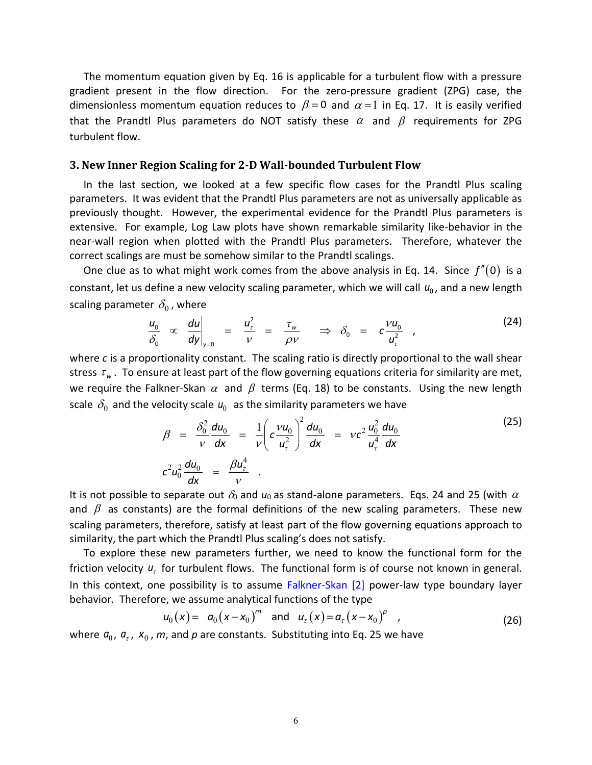The momentum equation given by Eq. 16 is applicable for a turbulent flow with a pressure gradient present in the flow direction. For the zero-pressure gradient (ZPG) case, the dimensionless momentum equation reduces to $\beta = 0$ and $\alpha = 1$ in Eq. 17. It is easily verified that the Prandtl Plus parameters do NOT satisfy these $\alpha$ and $\beta$ requirements for ZPG turbulent flow.

### 3. New Inner Region Scaling for 2-D Wall-bounded Turbulent Flow

In the last section, we looked at a few specific flow cases for the Prandtl Plus scaling parameters. It was evident that the Prandtl Plus parameters are not as universally applicable as previously thought. However, the experimental evidence for the Prandtl Plus parameters is extensive. For example, Log Law plots have shown remarkable similarity like-behavior in the near-wall region when plotted with the Prandtl Plus parameters. Therefore, whatever the correct scalings are must be somehow similar to the Prandtl scalings.

One clue as to what might work comes from the above analysis in Eq. 14. Since $f''(0)$ is a constant, let us define a new velocity scaling parameter, which we will call $u_0$, and a new length scaling parameter $\delta_0$, where

$$\frac{u_0}{\delta_0} \propto \left.\frac{du}{dy}\right|_{y=0} = \frac{u_\tau^2}{\nu} = \frac{\tau_w}{\rho\nu} \quad \Rightarrow \quad \delta_0 = c\frac{\nu u_0}{u_\tau^2} \quad , \tag{24}$$

where *c* is a proportionality constant. The scaling ratio is directly proportional to the wall shear stress $\tau_w$. To ensure at least part of the flow governing equations criteria for similarity are met, we require the Falkner-Skan $\alpha$ and $\beta$ terms (Eq. 18) to be constants. Using the new length scale $\delta_0$ and the velocity scale $u_0$ as the similarity parameters we have

$$\beta = \frac{\delta_0^2}{\nu}\frac{du_0}{dx} = \frac{1}{\nu}\left(c\frac{\nu u_0}{u_\tau^2}\right)^2\frac{du_0}{dx} = \nu c^2\frac{u_0^2}{u_\tau^4}\frac{du_0}{dx}$$

$$c^2 u_0^2\frac{du_0}{dx} = \frac{\beta u_\tau^4}{\nu} \quad . \tag{25}$$

It is not possible to separate out $\delta_0$ and $u_0$ as stand-alone parameters. Eqs. 24 and 25 (with $\alpha$ and $\beta$ as constants) are the formal definitions of the new scaling parameters. These new scaling parameters, therefore, satisfy at least part of the flow governing equations approach to similarity, the part which the Prandtl Plus scaling's does not satisfy.

To explore these new parameters further, we need to know the functional form for the friction velocity $u_\tau$ for turbulent flows. The functional form is of course not known in general. In this context, one possibility is to assume Falkner-Skan [2] power-law type boundary layer behavior. Therefore, we assume analytical functions of the type

$$u_0(x) = a_0(x - x_0)^m \quad \text{and} \quad u_\tau(x) = a_\tau(x - x_0)^p \quad , \tag{26}$$

where $a_0$, $a_\tau$, $x_0$, *m*, and *p* are constants. Substituting into Eq. 25 we have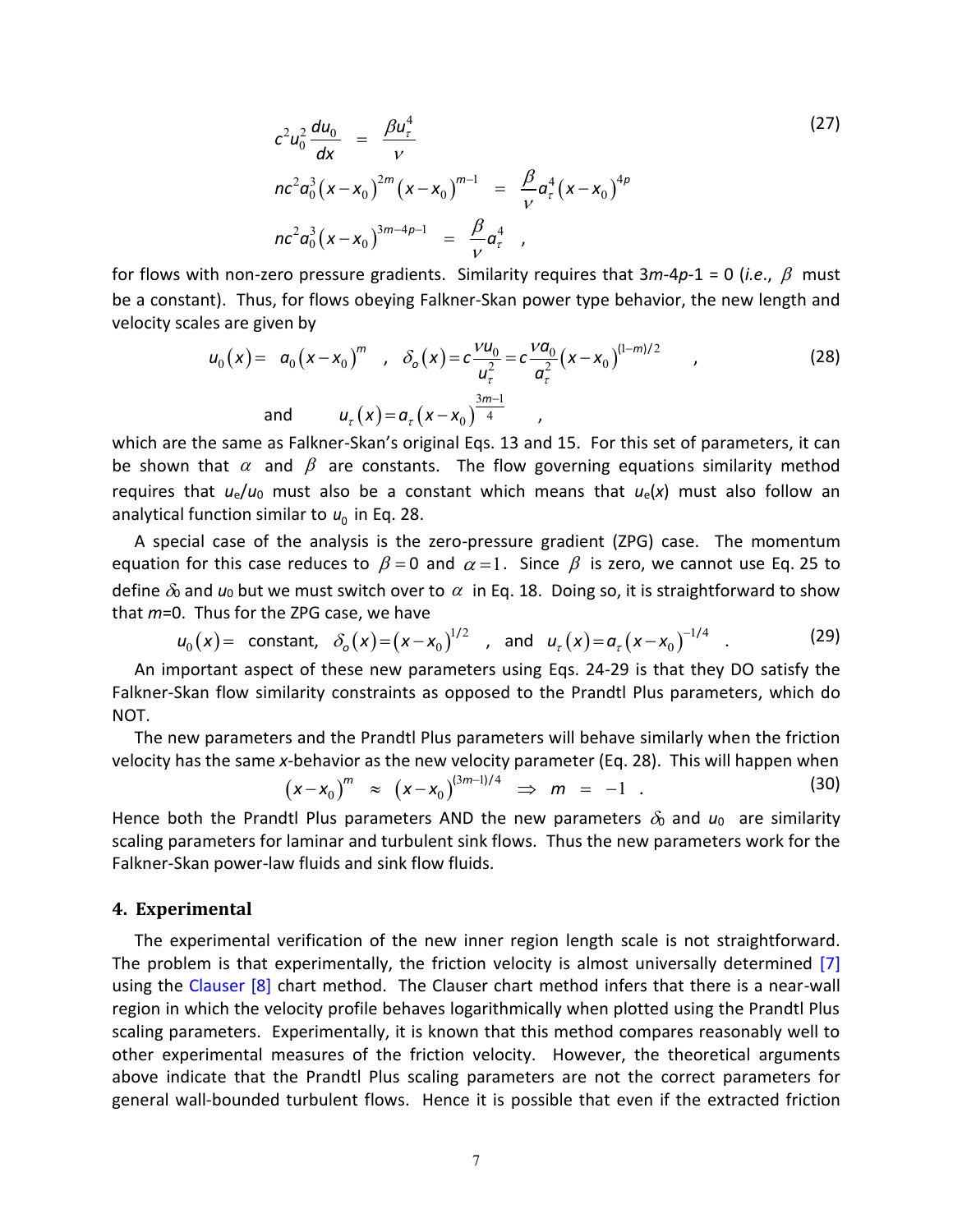$$
\begin{aligned}
c^2 u_0^2 \frac{du_0}{dx} &= \frac{\beta u_\tau^4}{\nu} \\
nc^2 a_0^3 \left(x-x_0\right)^{2m} \left(x-x_0\right)^{m-1} &= \frac{\beta}{\nu} a_\tau^4 \left(x-x_0\right)^{4p} \\
nc^2 a_0^3 \left(x-x_0\right)^{3m-4p-1} &= \frac{\beta}{\nu} a_\tau^4 \quad ,
\end{aligned}
\tag{27}
$$

for flows with non-zero pressure gradients. Similarity requires that $3m$-$4p$-1 = 0 (*i.e.*, $\beta$ must be a constant). Thus, for flows obeying Falkner-Skan power type behavior, the new length and velocity scales are given by

$$
u_0(x) = a_0 \left(x-x_0\right)^m \quad , \quad \delta_o(x) = c\frac{\nu u_0}{u_\tau^2} = c\frac{\nu a_0}{a_\tau^2}\left(x-x_0\right)^{(1-m)/2} \quad ,
\tag{28}
$$

$$
\text{and} \qquad u_\tau(x) = a_\tau \left(x-x_0\right)^{\frac{3m-1}{4}} \quad ,
$$

which are the same as Falkner-Skan's original Eqs. 13 and 15. For this set of parameters, it can be shown that $\alpha$ and $\beta$ are constants. The flow governing equations similarity method requires that $u_e/u_0$ must also be a constant which means that $u_e(x)$ must also follow an analytical function similar to $u_0$ in Eq. 28.

A special case of the analysis is the zero-pressure gradient (ZPG) case. The momentum equation for this case reduces to $\beta = 0$ and $\alpha = 1$. Since $\beta$ is zero, we cannot use Eq. 25 to define $\delta_0$ and $u_0$ but we must switch over to $\alpha$ in Eq. 18. Doing so, it is straightforward to show that $m$=0. Thus for the ZPG case, we have

$$
u_0(x) = \text{ constant}, \quad \delta_o(x) = \left(x-x_0\right)^{1/2} \quad , \quad \text{and} \quad u_\tau(x) = a_\tau\left(x-x_0\right)^{-1/4} \quad .
\tag{29}
$$

An important aspect of these new parameters using Eqs. 24-29 is that they DO satisfy the Falkner-Skan flow similarity constraints as opposed to the Prandtl Plus parameters, which do NOT.

The new parameters and the Prandtl Plus parameters will behave similarly when the friction velocity has the same $x$-behavior as the new velocity parameter (Eq. 28). This will happen when

$$
\left(x-x_0\right)^m \approx \left(x-x_0\right)^{(3m-1)/4} \Rightarrow m = -1 \quad .
\tag{30}
$$

Hence both the Prandtl Plus parameters AND the new parameters $\delta_0$ and $u_0$ are similarity scaling parameters for laminar and turbulent sink flows. Thus the new parameters work for the Falkner-Skan power-law fluids and sink flow fluids.

## 4. Experimental

The experimental verification of the new inner region length scale is not straightforward. The problem is that experimentally, the friction velocity is almost universally determined [7] using the Clauser [8] chart method. The Clauser chart method infers that there is a near-wall region in which the velocity profile behaves logarithmically when plotted using the Prandtl Plus scaling parameters. Experimentally, it is known that this method compares reasonably well to other experimental measures of the friction velocity. However, the theoretical arguments above indicate that the Prandtl Plus scaling parameters are not the correct parameters for general wall-bounded turbulent flows. Hence it is possible that even if the extracted friction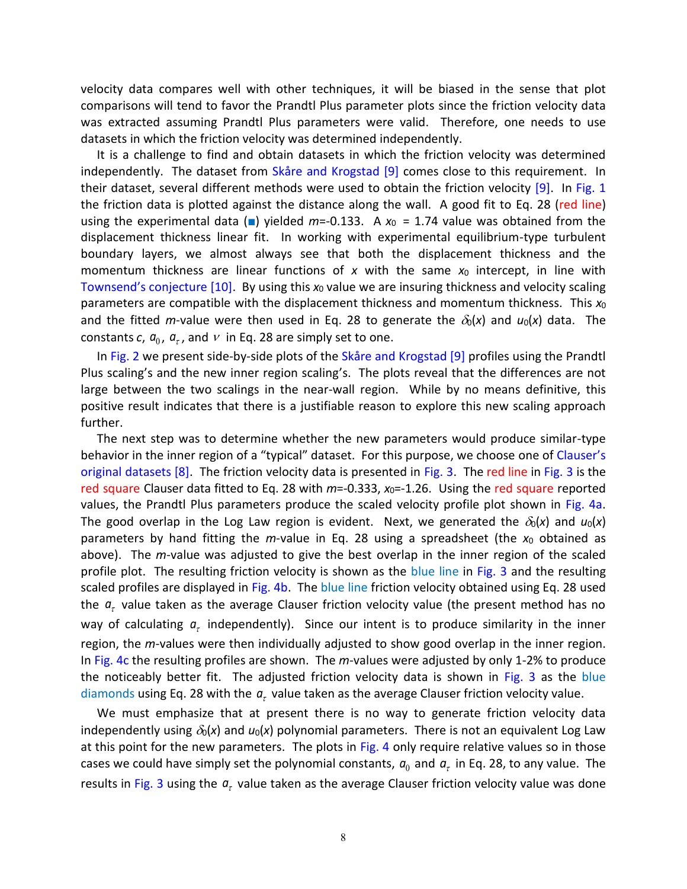velocity data compares well with other techniques, it will be biased in the sense that plot comparisons will tend to favor the Prandtl Plus parameter plots since the friction velocity data was extracted assuming Prandtl Plus parameters were valid. Therefore, one needs to use datasets in which the friction velocity was determined independently.

It is a challenge to find and obtain datasets in which the friction velocity was determined independently. The dataset from Skåre and Krogstad [9] comes close to this requirement. In their dataset, several different methods were used to obtain the friction velocity [9]. In Fig. 1 the friction data is plotted against the distance along the wall. A good fit to Eq. 28 (red line) using the experimental data (■) yielded $m$=-0.133. A $x_0$ = 1.74 value was obtained from the displacement thickness linear fit. In working with experimental equilibrium-type turbulent boundary layers, we almost always see that both the displacement thickness and the momentum thickness are linear functions of $x$ with the same $x_0$ intercept, in line with Townsend's conjecture [10]. By using this $x_0$ value we are insuring thickness and velocity scaling parameters are compatible with the displacement thickness and momentum thickness. This $x_0$ and the fitted $m$-value were then used in Eq. 28 to generate the $\delta_0(x)$ and $u_0(x)$ data. The constants $c$, $a_0$, $a_\tau$, and $\nu$ in Eq. 28 are simply set to one.

In Fig. 2 we present side-by-side plots of the Skåre and Krogstad [9] profiles using the Prandtl Plus scaling's and the new inner region scaling's. The plots reveal that the differences are not large between the two scalings in the near-wall region. While by no means definitive, this positive result indicates that there is a justifiable reason to explore this new scaling approach further.

The next step was to determine whether the new parameters would produce similar-type behavior in the inner region of a "typical" dataset. For this purpose, we choose one of Clauser's original datasets [8]. The friction velocity data is presented in Fig. 3. The red line in Fig. 3 is the red square Clauser data fitted to Eq. 28 with $m$=-0.333, $x_0$=-1.26. Using the red square reported values, the Prandtl Plus parameters produce the scaled velocity profile plot shown in Fig. 4a. The good overlap in the Log Law region is evident. Next, we generated the $\delta_0(x)$ and $u_0(x)$ parameters by hand fitting the $m$-value in Eq. 28 using a spreadsheet (the $x_0$ obtained as above). The $m$-value was adjusted to give the best overlap in the inner region of the scaled profile plot. The resulting friction velocity is shown as the blue line in Fig. 3 and the resulting scaled profiles are displayed in Fig. 4b. The blue line friction velocity obtained using Eq. 28 used the $a_\tau$ value taken as the average Clauser friction velocity value (the present method has no way of calculating $a_\tau$ independently). Since our intent is to produce similarity in the inner region, the $m$-values were then individually adjusted to show good overlap in the inner region. In Fig. 4c the resulting profiles are shown. The $m$-values were adjusted by only 1-2% to produce the noticeably better fit. The adjusted friction velocity data is shown in Fig. 3 as the blue diamonds using Eq. 28 with the $a_\tau$ value taken as the average Clauser friction velocity value.

We must emphasize that at present there is no way to generate friction velocity data independently using $\delta_0(x)$ and $u_0(x)$ polynomial parameters. There is not an equivalent Log Law at this point for the new parameters. The plots in Fig. 4 only require relative values so in those cases we could have simply set the polynomial constants, $a_0$ and $a_\tau$ in Eq. 28, to any value. The results in Fig. 3 using the $a_\tau$ value taken as the average Clauser friction velocity value was done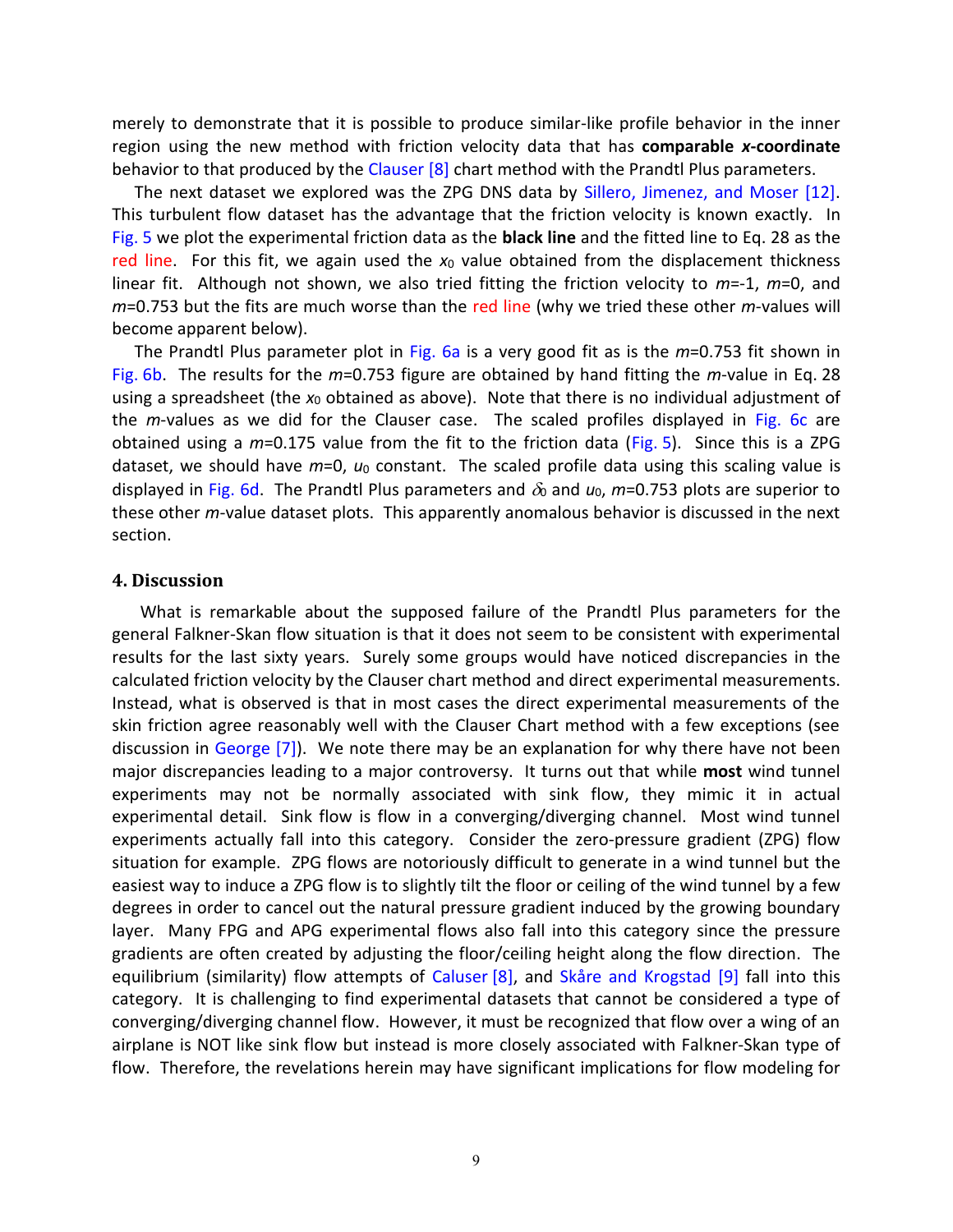merely to demonstrate that it is possible to produce similar-like profile behavior in the inner region using the new method with friction velocity data that has **comparable *x*-coordinate** behavior to that produced by the Clauser [8] chart method with the Prandtl Plus parameters.

The next dataset we explored was the ZPG DNS data by Sillero, Jimenez, and Moser [12]. This turbulent flow dataset has the advantage that the friction velocity is known exactly. In Fig. 5 we plot the experimental friction data as the **black line** and the fitted line to Eq. 28 as the red line. For this fit, we again used the $x_0$ value obtained from the displacement thickness linear fit. Although not shown, we also tried fitting the friction velocity to $m$=-1, $m$=0, and $m$=0.753 but the fits are much worse than the red line (why we tried these other $m$-values will become apparent below).

The Prandtl Plus parameter plot in Fig. 6a is a very good fit as is the $m$=0.753 fit shown in Fig. 6b. The results for the $m$=0.753 figure are obtained by hand fitting the $m$-value in Eq. 28 using a spreadsheet (the $x_0$ obtained as above). Note that there is no individual adjustment of the $m$-values as we did for the Clauser case. The scaled profiles displayed in Fig. 6c are obtained using a $m$=0.175 value from the fit to the friction data (Fig. 5). Since this is a ZPG dataset, we should have $m$=0, $u_0$ constant. The scaled profile data using this scaling value is displayed in Fig. 6d. The Prandtl Plus parameters and $\delta_0$ and $u_0$, $m$=0.753 plots are superior to these other $m$-value dataset plots. This apparently anomalous behavior is discussed in the next section.

## 4. Discussion

What is remarkable about the supposed failure of the Prandtl Plus parameters for the general Falkner-Skan flow situation is that it does not seem to be consistent with experimental results for the last sixty years. Surely some groups would have noticed discrepancies in the calculated friction velocity by the Clauser chart method and direct experimental measurements. Instead, what is observed is that in most cases the direct experimental measurements of the skin friction agree reasonably well with the Clauser Chart method with a few exceptions (see discussion in George [7]). We note there may be an explanation for why there have not been major discrepancies leading to a major controversy. It turns out that while **most** wind tunnel experiments may not be normally associated with sink flow, they mimic it in actual experimental detail. Sink flow is flow in a converging/diverging channel. Most wind tunnel experiments actually fall into this category. Consider the zero-pressure gradient (ZPG) flow situation for example. ZPG flows are notoriously difficult to generate in a wind tunnel but the easiest way to induce a ZPG flow is to slightly tilt the floor or ceiling of the wind tunnel by a few degrees in order to cancel out the natural pressure gradient induced by the growing boundary layer. Many FPG and APG experimental flows also fall into this category since the pressure gradients are often created by adjusting the floor/ceiling height along the flow direction. The equilibrium (similarity) flow attempts of Caluser [8], and Skåre and Krogstad [9] fall into this category. It is challenging to find experimental datasets that cannot be considered a type of converging/diverging channel flow. However, it must be recognized that flow over a wing of an airplane is NOT like sink flow but instead is more closely associated with Falkner-Skan type of flow. Therefore, the revelations herein may have significant implications for flow modeling for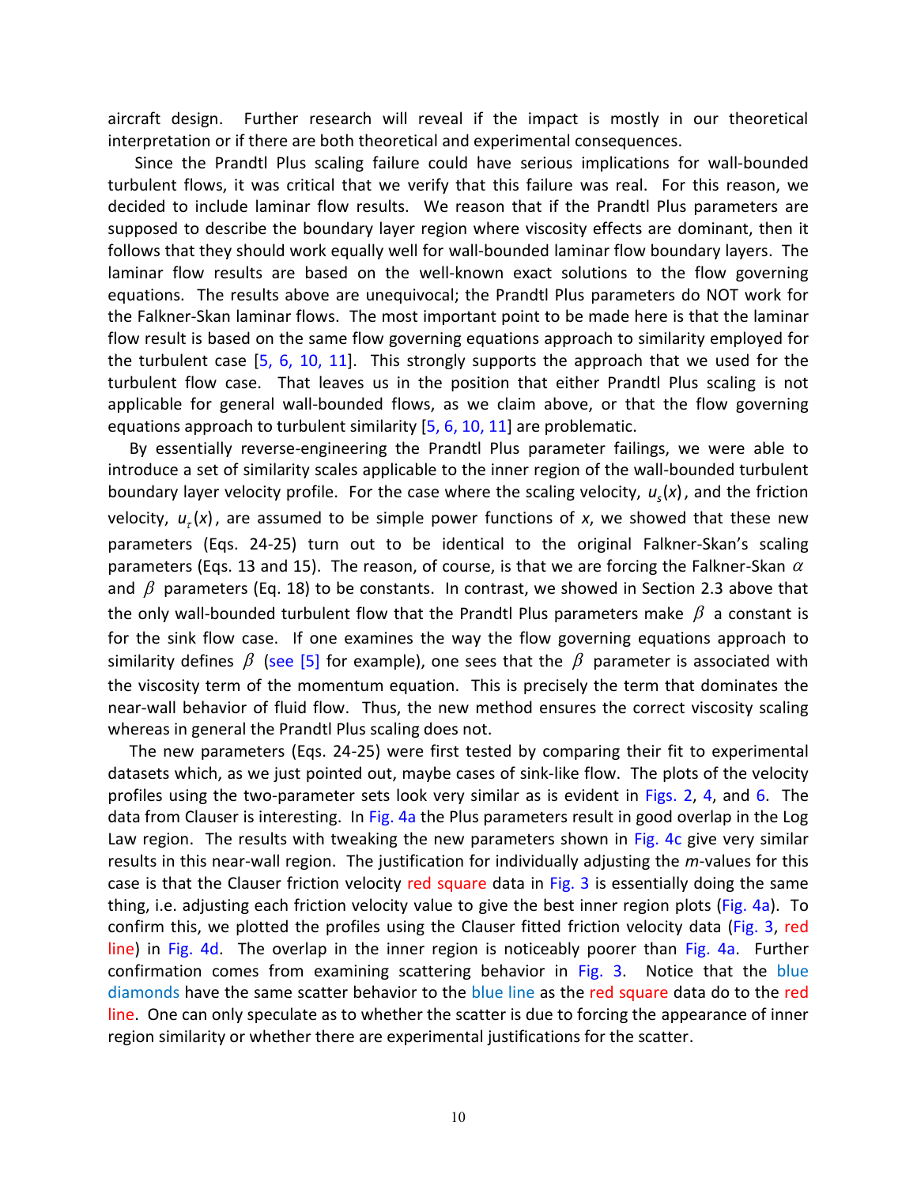aircraft design. Further research will reveal if the impact is mostly in our theoretical interpretation or if there are both theoretical and experimental consequences.

Since the Prandtl Plus scaling failure could have serious implications for wall-bounded turbulent flows, it was critical that we verify that this failure was real. For this reason, we decided to include laminar flow results. We reason that if the Prandtl Plus parameters are supposed to describe the boundary layer region where viscosity effects are dominant, then it follows that they should work equally well for wall-bounded laminar flow boundary layers. The laminar flow results are based on the well-known exact solutions to the flow governing equations. The results above are unequivocal; the Prandtl Plus parameters do NOT work for the Falkner-Skan laminar flows. The most important point to be made here is that the laminar flow result is based on the same flow governing equations approach to similarity employed for the turbulent case [5, 6, 10, 11]. This strongly supports the approach that we used for the turbulent flow case. That leaves us in the position that either Prandtl Plus scaling is not applicable for general wall-bounded flows, as we claim above, or that the flow governing equations approach to turbulent similarity [5, 6, 10, 11] are problematic.

By essentially reverse-engineering the Prandtl Plus parameter failings, we were able to introduce a set of similarity scales applicable to the inner region of the wall-bounded turbulent boundary layer velocity profile. For the case where the scaling velocity, $u_s(x)$, and the friction velocity, $u_\tau(x)$, are assumed to be simple power functions of *x*, we showed that these new parameters (Eqs. 24-25) turn out to be identical to the original Falkner-Skan's scaling parameters (Eqs. 13 and 15). The reason, of course, is that we are forcing the Falkner-Skan $\alpha$ and $\beta$ parameters (Eq. 18) to be constants. In contrast, we showed in Section 2.3 above that the only wall-bounded turbulent flow that the Prandtl Plus parameters make $\beta$ a constant is for the sink flow case. If one examines the way the flow governing equations approach to similarity defines $\beta$ (see [5] for example), one sees that the $\beta$ parameter is associated with the viscosity term of the momentum equation. This is precisely the term that dominates the near-wall behavior of fluid flow. Thus, the new method ensures the correct viscosity scaling whereas in general the Prandtl Plus scaling does not.

The new parameters (Eqs. 24-25) were first tested by comparing their fit to experimental datasets which, as we just pointed out, maybe cases of sink-like flow. The plots of the velocity profiles using the two-parameter sets look very similar as is evident in Figs. 2, 4, and 6. The data from Clauser is interesting. In Fig. 4a the Plus parameters result in good overlap in the Log Law region. The results with tweaking the new parameters shown in Fig. 4c give very similar results in this near-wall region. The justification for individually adjusting the *m*-values for this case is that the Clauser friction velocity red square data in Fig. 3 is essentially doing the same thing, i.e. adjusting each friction velocity value to give the best inner region plots (Fig. 4a). To confirm this, we plotted the profiles using the Clauser fitted friction velocity data (Fig. 3, red line) in Fig. 4d. The overlap in the inner region is noticeably poorer than Fig. 4a. Further confirmation comes from examining scattering behavior in Fig. 3. Notice that the blue diamonds have the same scatter behavior to the blue line as the red square data do to the red line. One can only speculate as to whether the scatter is due to forcing the appearance of inner region similarity or whether there are experimental justifications for the scatter.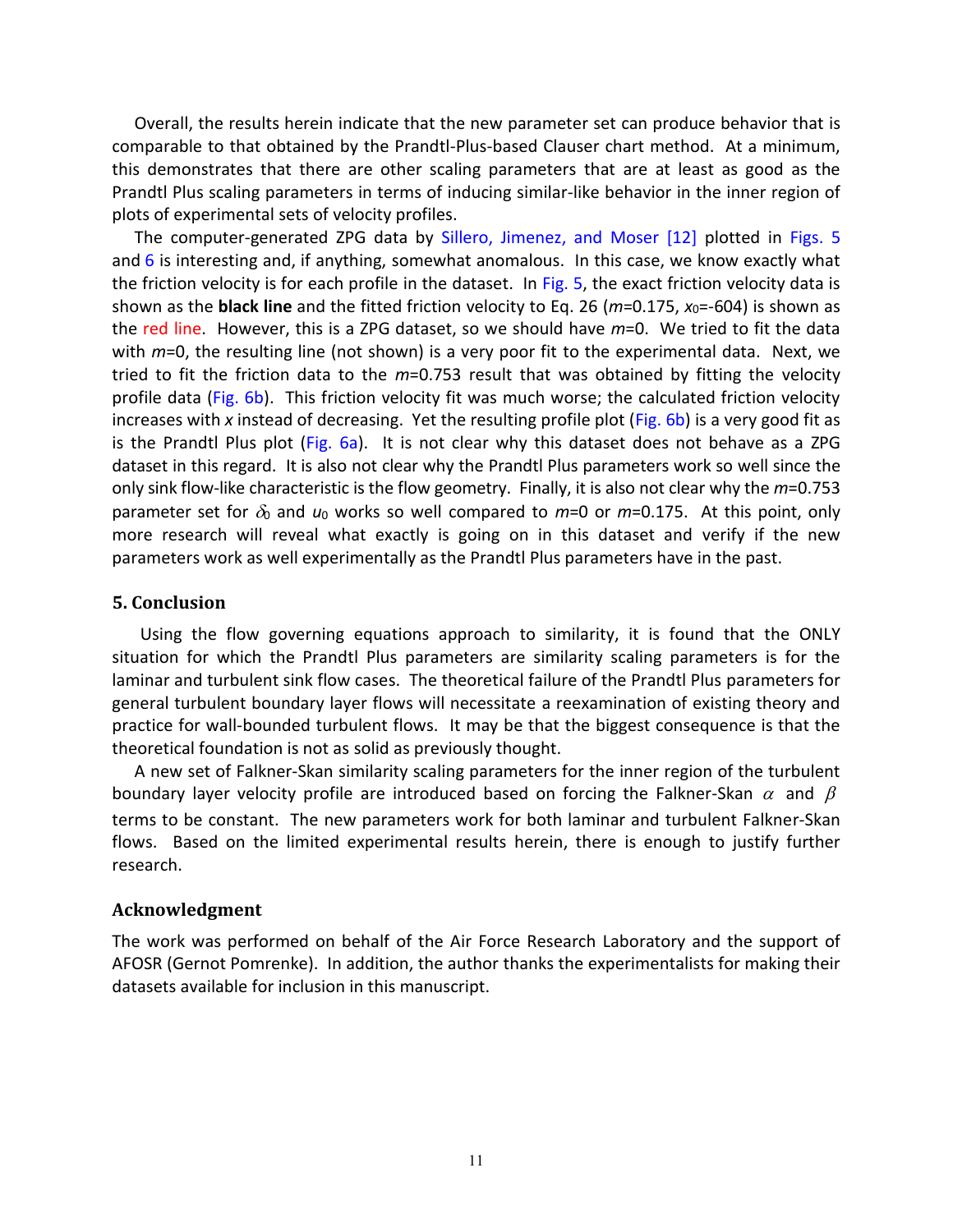Overall, the results herein indicate that the new parameter set can produce behavior that is comparable to that obtained by the Prandtl-Plus-based Clauser chart method. At a minimum, this demonstrates that there are other scaling parameters that are at least as good as the Prandtl Plus scaling parameters in terms of inducing similar-like behavior in the inner region of plots of experimental sets of velocity profiles.

The computer-generated ZPG data by Sillero, Jimenez, and Moser [12] plotted in Figs. 5 and 6 is interesting and, if anything, somewhat anomalous. In this case, we know exactly what the friction velocity is for each profile in the dataset. In Fig. 5, the exact friction velocity data is shown as the **black line** and the fitted friction velocity to Eq. 26 ($m$=0.175, $x_0$=-604) is shown as the red line. However, this is a ZPG dataset, so we should have $m$=0. We tried to fit the data with $m$=0, the resulting line (not shown) is a very poor fit to the experimental data. Next, we tried to fit the friction data to the $m$=0.753 result that was obtained by fitting the velocity profile data (Fig. 6b). This friction velocity fit was much worse; the calculated friction velocity increases with $x$ instead of decreasing. Yet the resulting profile plot (Fig. 6b) is a very good fit as is the Prandtl Plus plot (Fig. 6a). It is not clear why this dataset does not behave as a ZPG dataset in this regard. It is also not clear why the Prandtl Plus parameters work so well since the only sink flow-like characteristic is the flow geometry. Finally, it is also not clear why the $m$=0.753 parameter set for $\delta_0$ and $u_0$ works so well compared to $m$=0 or $m$=0.175. At this point, only more research will reveal what exactly is going on in this dataset and verify if the new parameters work as well experimentally as the Prandtl Plus parameters have in the past.

## 5. Conclusion

Using the flow governing equations approach to similarity, it is found that the ONLY situation for which the Prandtl Plus parameters are similarity scaling parameters is for the laminar and turbulent sink flow cases. The theoretical failure of the Prandtl Plus parameters for general turbulent boundary layer flows will necessitate a reexamination of existing theory and practice for wall-bounded turbulent flows. It may be that the biggest consequence is that the theoretical foundation is not as solid as previously thought.

A new set of Falkner-Skan similarity scaling parameters for the inner region of the turbulent boundary layer velocity profile are introduced based on forcing the Falkner-Skan $\alpha$ and $\beta$ terms to be constant. The new parameters work for both laminar and turbulent Falkner-Skan flows. Based on the limited experimental results herein, there is enough to justify further research.

## Acknowledgment

The work was performed on behalf of the Air Force Research Laboratory and the support of AFOSR (Gernot Pomrenke). In addition, the author thanks the experimentalists for making their datasets available for inclusion in this manuscript.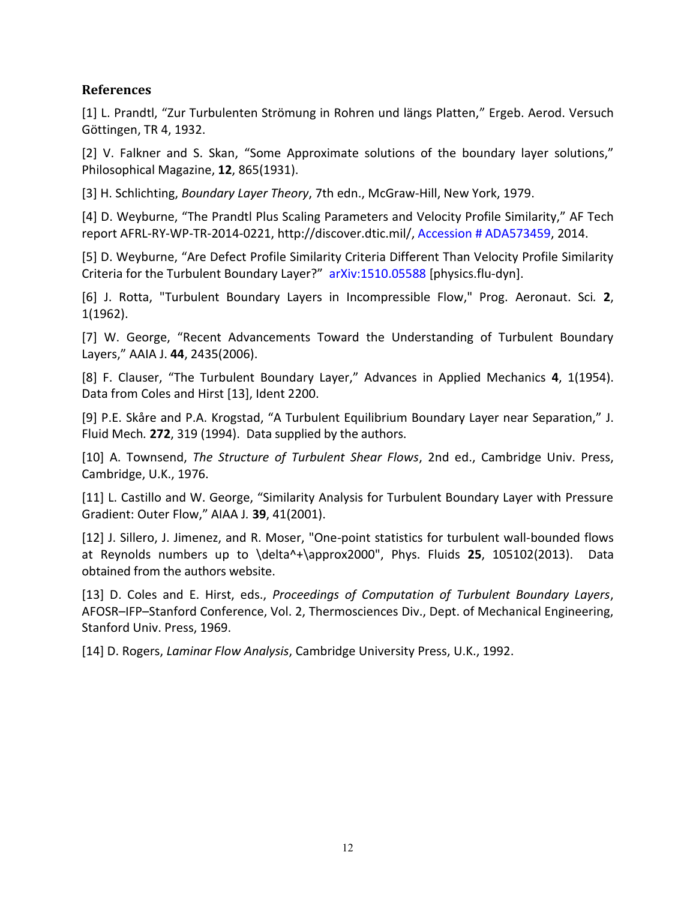## References

[1] L. Prandtl, "Zur Turbulenten Strömung in Rohren und längs Platten," Ergeb. Aerod. Versuch Göttingen, TR 4, 1932.

[2] V. Falkner and S. Skan, "Some Approximate solutions of the boundary layer solutions," Philosophical Magazine, **12**, 865(1931).

[3] H. Schlichting, *Boundary Layer Theory*, 7th edn., McGraw-Hill, New York, 1979.

[4] D. Weyburne, "The Prandtl Plus Scaling Parameters and Velocity Profile Similarity," AF Tech report AFRL-RY-WP-TR-2014-0221, http://discover.dtic.mil/, Accession # ADA573459, 2014.

[5] D. Weyburne, "Are Defect Profile Similarity Criteria Different Than Velocity Profile Similarity Criteria for the Turbulent Boundary Layer?" arXiv:1510.05588 [physics.flu-dyn].

[6] J. Rotta, "Turbulent Boundary Layers in Incompressible Flow," Prog. Aeronaut. Sci*.* **2**, 1(1962).

[7] W. George, "Recent Advancements Toward the Understanding of Turbulent Boundary Layers," AAIA J. **44**, 2435(2006).

[8] F. Clauser, "The Turbulent Boundary Layer," Advances in Applied Mechanics **4**, 1(1954). Data from Coles and Hirst [13], Ident 2200.

[9] P.E. Skåre and P.A. Krogstad, "A Turbulent Equilibrium Boundary Layer near Separation," J. Fluid Mech*.* **272**, 319 (1994). Data supplied by the authors.

[10] A. Townsend, *The Structure of Turbulent Shear Flows*, 2nd ed., Cambridge Univ. Press, Cambridge, U.K., 1976.

[11] L. Castillo and W. George, "Similarity Analysis for Turbulent Boundary Layer with Pressure Gradient: Outer Flow," AIAA J*.* **39**, 41(2001).

[12] J. Sillero, J. Jimenez, and R. Moser, "One-point statistics for turbulent wall-bounded flows at Reynolds numbers up to \delta^+\approx2000", Phys. Fluids **25**, 105102(2013). Data obtained from the authors website.

[13] D. Coles and E. Hirst, eds., *Proceedings of Computation of Turbulent Boundary Layers*, AFOSR–IFP–Stanford Conference, Vol. 2, Thermosciences Div., Dept. of Mechanical Engineering, Stanford Univ. Press, 1969.

[14] D. Rogers, *Laminar Flow Analysis*, Cambridge University Press, U.K., 1992.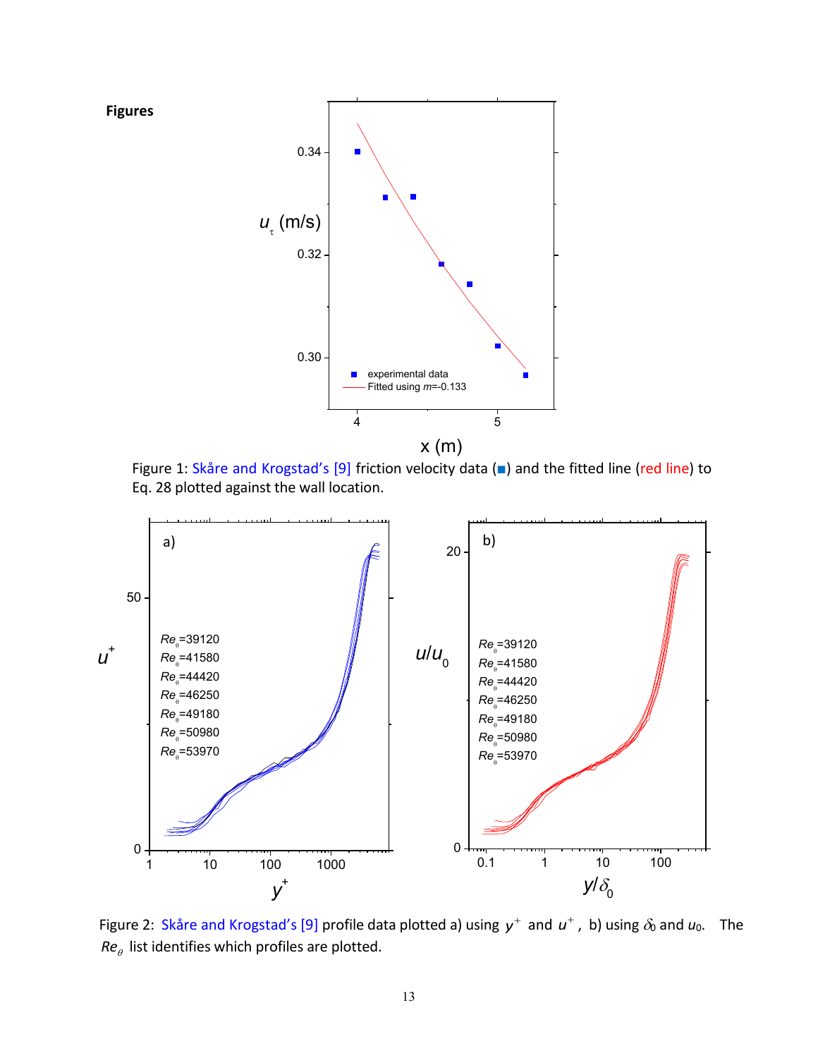**Figures**

Figure 1: Skåre and Krogstad's [9] friction velocity data (■) and the fitted line (red line) to Eq. 28 plotted against the wall location.

Figure 2: Skåre and Krogstad's [9] profile data plotted a) using $y^+$ and $u^+$, b) using $\delta_0$ and $u_0$. The $Re_\theta$ list identifies which profiles are plotted.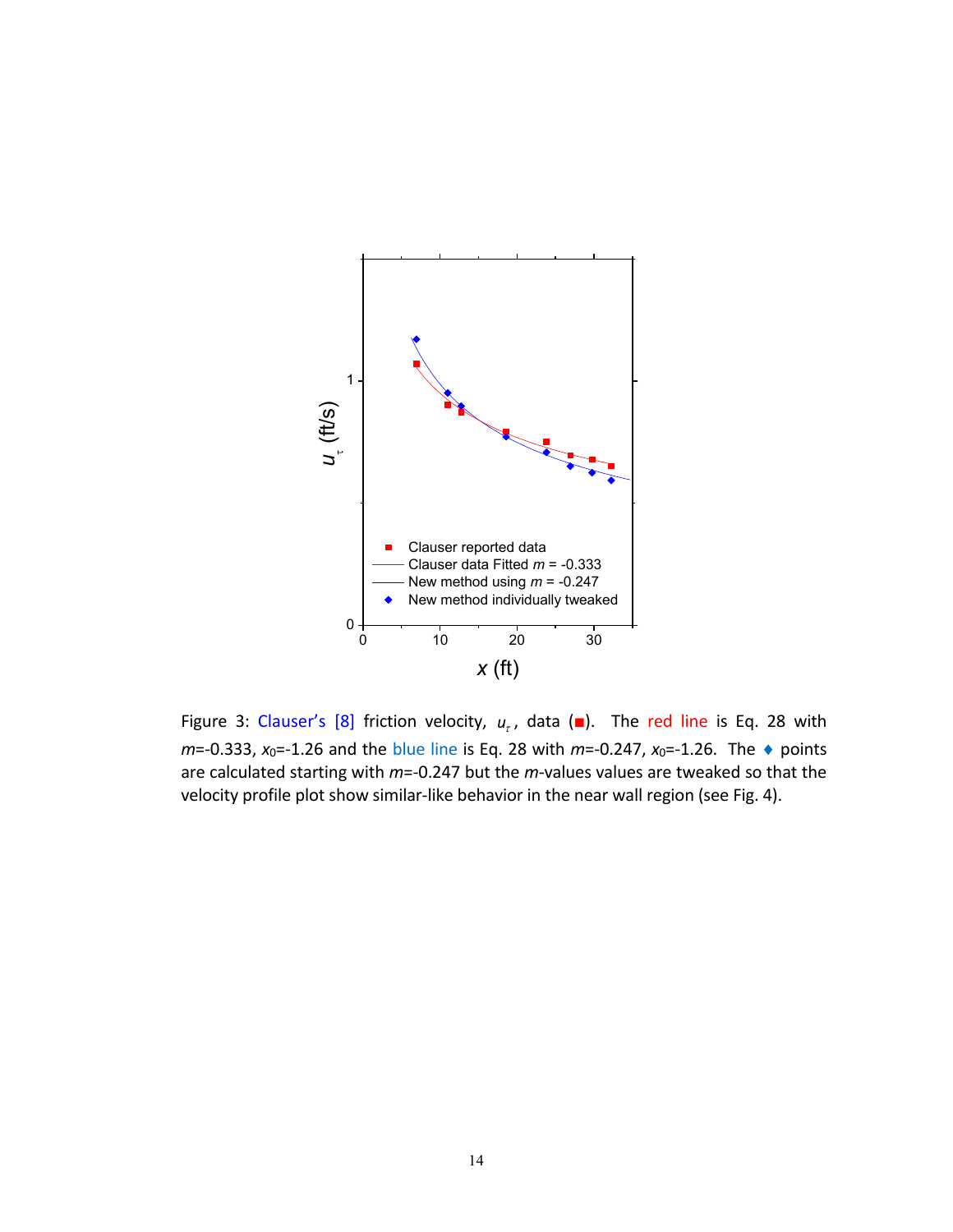Figure 3: Clauser's [8] friction velocity, $u_\tau$, data (■). The red line is Eq. 28 with $m$=-0.333, $x_0$=-1.26 and the blue line is Eq. 28 with $m$=-0.247, $x_0$=-1.26. The ♦ points are calculated starting with $m$=-0.247 but the $m$-values values are tweaked so that the velocity profile plot show similar-like behavior in the near wall region (see Fig. 4).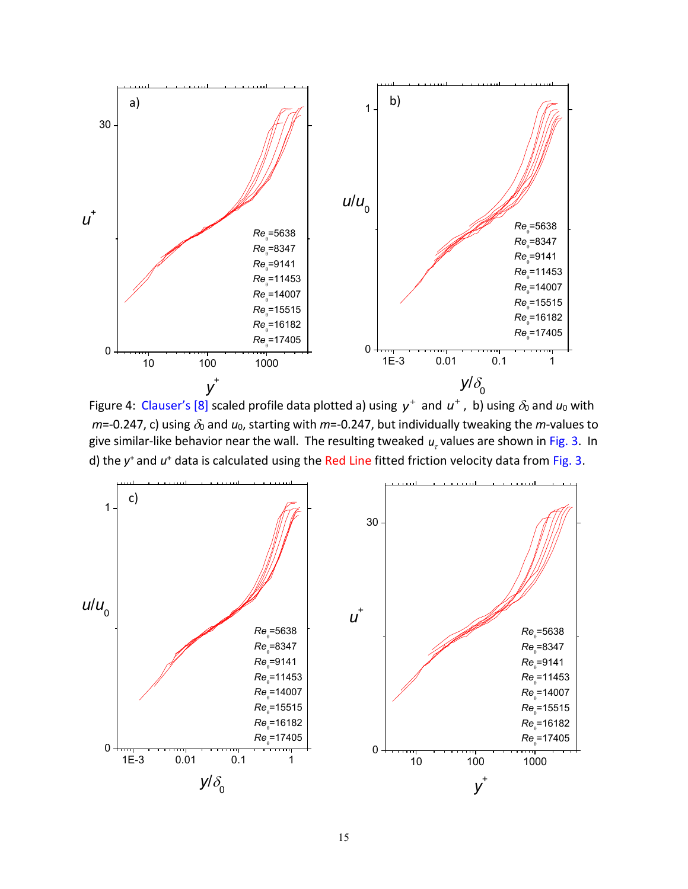Figure 4: Clauser's [8] scaled profile data plotted a) using $y^+$ and $u^+$, b) using $\delta_0$ and $u_0$ with $m$=-0.247, c) using $\delta_0$ and $u_0$, starting with $m$=-0.247, but individually tweaking the $m$-values to give similar-like behavior near the wall. The resulting tweaked $u_\tau$ values are shown in Fig. 3. In d) the $y^+$ and $u^+$ data is calculated using the Red Line fitted friction velocity data from Fig. 3.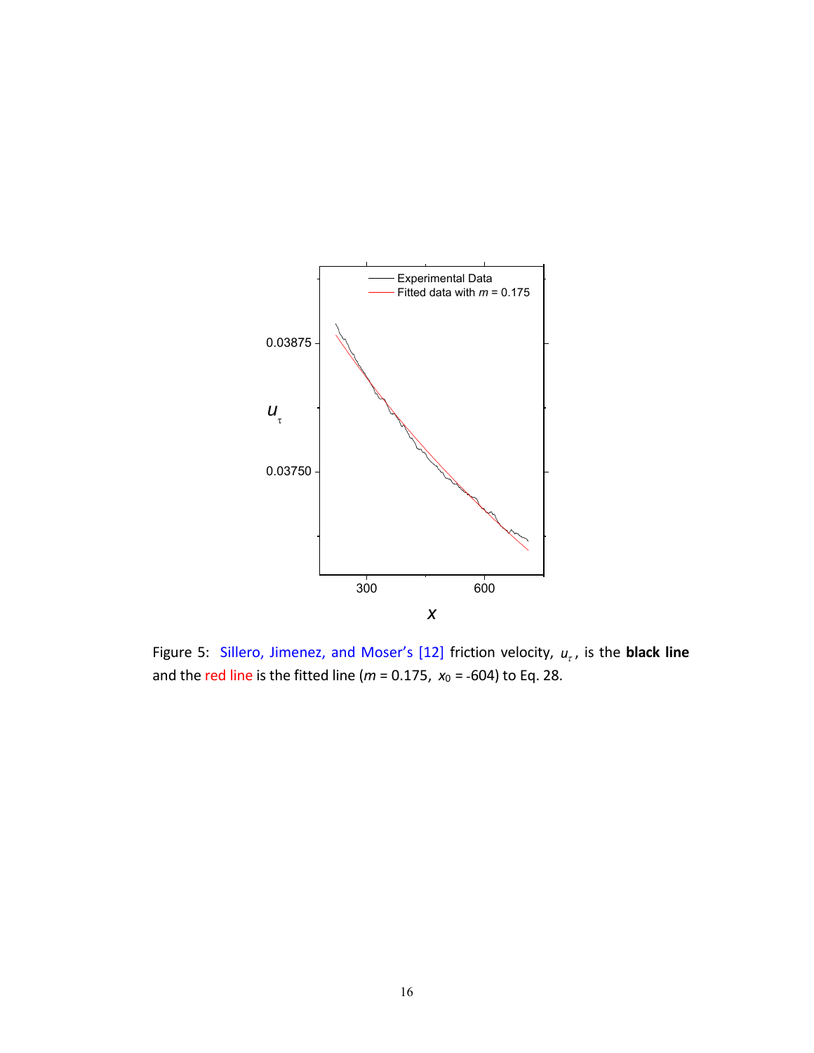Figure 5: Sillero, Jimenez, and Moser's [12] friction velocity, $u_{\tau}$, is the **black line** and the red line is the fitted line ($m$ = 0.175, $x_0$ = -604) to Eq. 28.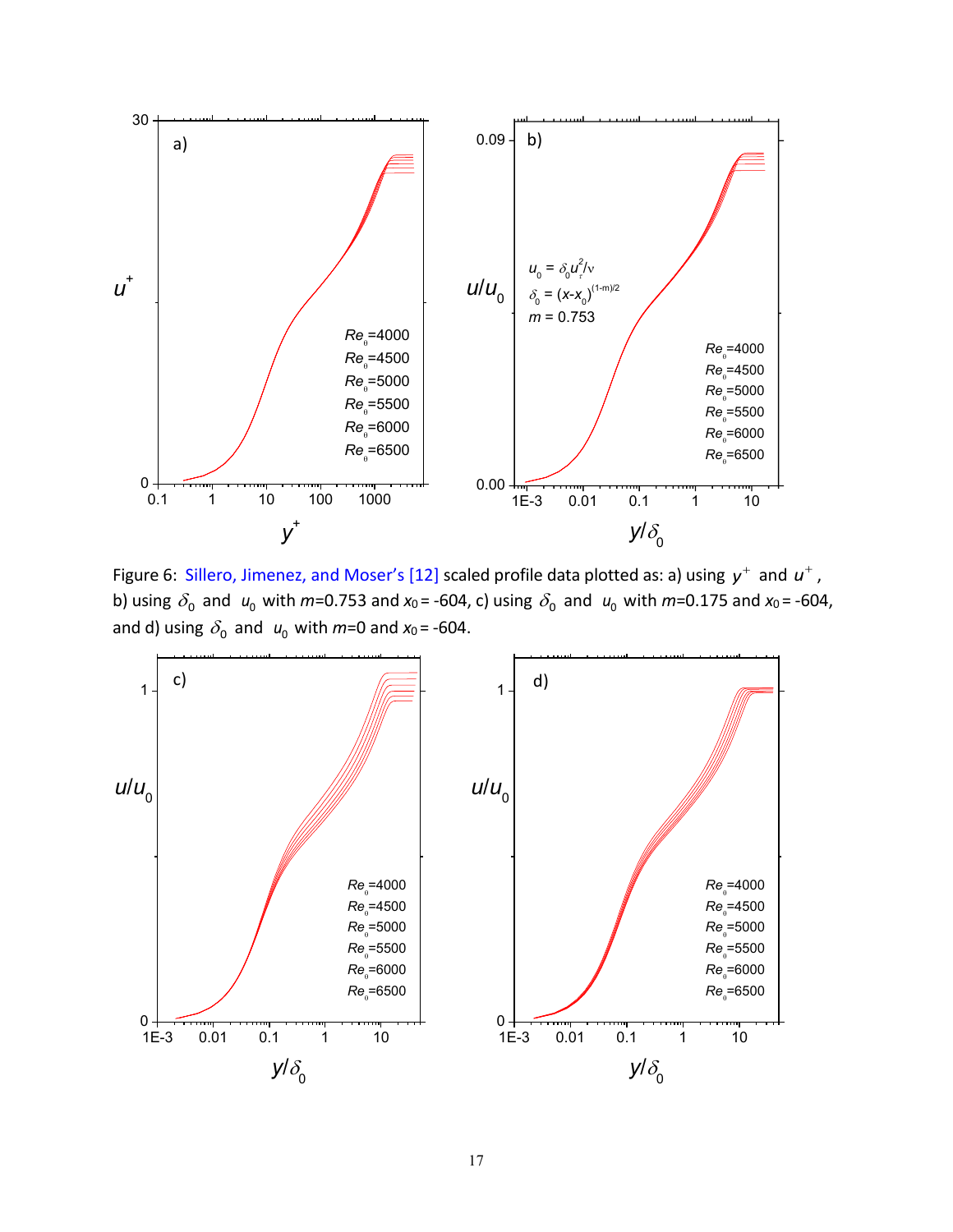Figure 6: Sillero, Jimenez, and Moser's [12] scaled profile data plotted as: a) using $y^+$ and $u^+$, b) using $\delta_0$ and $u_0$ with $m$=0.753 and $x_0$ = -604, c) using $\delta_0$ and $u_0$ with $m$=0.175 and $x_0$ = -604, and d) using $\delta_0$ and $u_0$ with $m$=0 and $x_0$ = -604.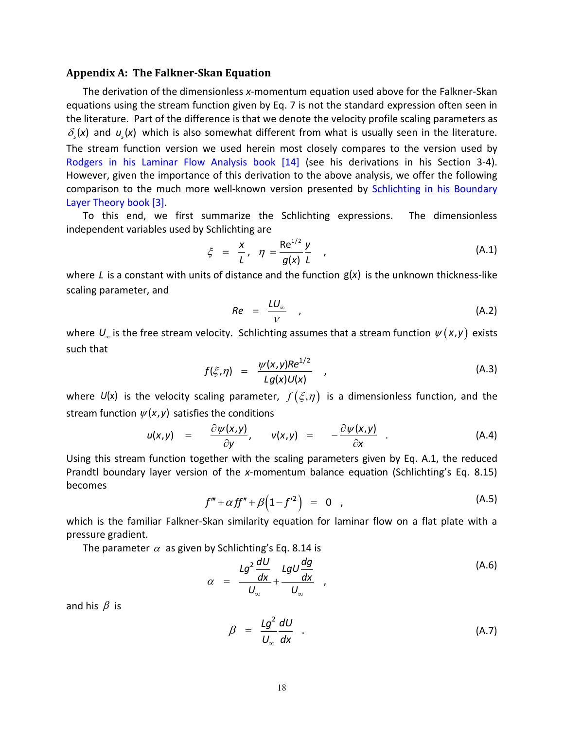### Appendix A: The Falkner-Skan Equation

The derivation of the dimensionless *x*-momentum equation used above for the Falkner-Skan equations using the stream function given by Eq. 7 is not the standard expression often seen in the literature. Part of the difference is that we denote the velocity profile scaling parameters as $\delta_s(x)$ and $u_s(x)$ which is also somewhat different from what is usually seen in the literature. The stream function version we used herein most closely compares to the version used by Rodgers in his Laminar Flow Analysis book [14] (see his derivations in his Section 3-4). However, given the importance of this derivation to the above analysis, we offer the following comparison to the much more well-known version presented by Schlichting in his Boundary Layer Theory book [3].

To this end, we first summarize the Schlichting expressions. The dimensionless independent variables used by Schlichting are

$$\xi = \frac{x}{L}, \quad \eta = \frac{\mathrm{Re}^{1/2}}{g(x)}\frac{y}{L} \quad , \tag{A.1}$$

where $L$ is a constant with units of distance and the function $g(x)$ is the unknown thickness-like scaling parameter, and

$$Re = \frac{LU_\infty}{\nu} \quad , \tag{A.2}$$

where $U_\infty$ is the free stream velocity. Schlichting assumes that a stream function $\psi(x,y)$ exists such that

$$f(\xi,\eta) = \frac{\psi(x,y)Re^{1/2}}{Lg(x)U(x)} \quad , \tag{A.3}$$

where $U(x)$ is the velocity scaling parameter, $f(\xi,\eta)$ is a dimensionless function, and the stream function $\psi(x,y)$ satisfies the conditions

$$u(x,y) = \frac{\partial \psi(x,y)}{\partial y}, \qquad v(x,y) = -\frac{\partial \psi(x,y)}{\partial x} \quad . \tag{A.4}$$

Using this stream function together with the scaling parameters given by Eq. A.1, the reduced Prandtl boundary layer version of the *x*-momentum balance equation (Schlichting's Eq. 8.15) becomes

$$f''' + \alpha f f'' + \beta\left(1 - f'^2\right) = 0 \quad , \tag{A.5}$$

which is the familiar Falkner-Skan similarity equation for laminar flow on a flat plate with a pressure gradient.

The parameter $\alpha$ as given by Schlichting's Eq. 8.14 is

$$\alpha = \frac{Lg^2 \dfrac{dU}{dx}}{U_\infty} + \frac{LgU\dfrac{dg}{dx}}{U_\infty} \quad , \tag{A.6}$$

and his $\beta$ is

$$\beta = \frac{Lg^2}{U_\infty}\frac{dU}{dx} \quad . \tag{A.7}$$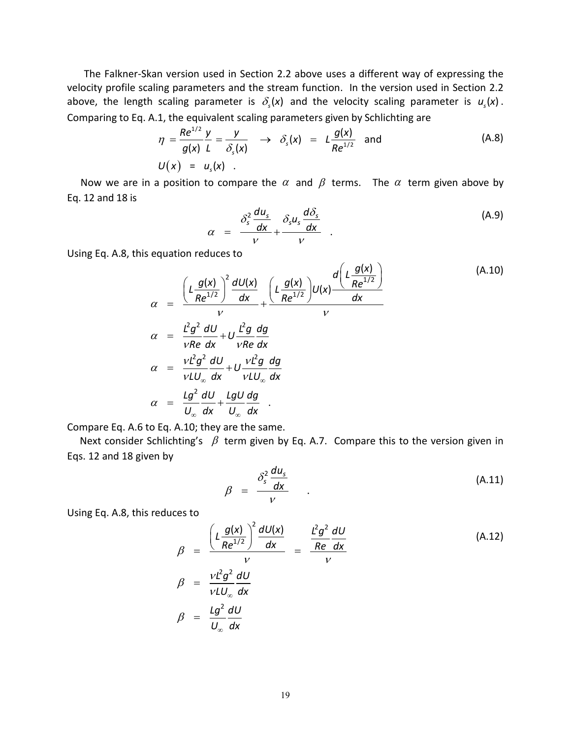The Falkner-Skan version used in Section 2.2 above uses a different way of expressing the velocity profile scaling parameters and the stream function. In the version used in Section 2.2 above, the length scaling parameter is $\delta_s(x)$ and the velocity scaling parameter is $u_s(x)$. Comparing to Eq. A.1, the equivalent scaling parameters given by Schlichting are

$$\eta = \frac{Re^{1/2}}{g(x)}\frac{y}{L} = \frac{y}{\delta_s(x)} \quad \rightarrow \quad \delta_s(x) \;=\; L\frac{g(x)}{Re^{1/2}} \quad \text{and} \tag{A.8}$$

$$U(x) \;=\; u_s(x) \quad .$$

Now we are in a position to compare the $\alpha$ and $\beta$ terms. The $\alpha$ term given above by Eq. 12 and 18 is

$$\alpha \;=\; \frac{\delta_s^2 \dfrac{du_s}{dx}}{\nu} + \frac{\delta_s u_s \dfrac{d\delta_s}{dx}}{\nu} \quad . \tag{A.9}$$

Using Eq. A.8, this equation reduces to

$$\alpha \;=\; \frac{\left(L\dfrac{g(x)}{Re^{1/2}}\right)^2 \dfrac{dU(x)}{dx}}{\nu} + \frac{\left(L\dfrac{g(x)}{Re^{1/2}}\right)U(x)\dfrac{d\left(L\dfrac{g(x)}{Re^{1/2}}\right)}{dx}}{\nu} \tag{A.10}$$

$$\alpha \;=\; \frac{L^2 g^2}{\nu Re}\frac{dU}{dx} + U\frac{L^2 g}{\nu Re}\frac{dg}{dx}$$

$$\alpha \;=\; \frac{\nu L^2 g^2}{\nu L U_\infty}\frac{dU}{dx} + U\frac{\nu L^2 g}{\nu L U_\infty}\frac{dg}{dx}$$

$$\alpha \;=\; \frac{L g^2}{U_\infty}\frac{dU}{dx} + \frac{L g U}{U_\infty}\frac{dg}{dx} \quad .$$

Compare Eq. A.6 to Eq. A.10; they are the same.

Next consider Schlichting's $\beta$ term given by Eq. A.7. Compare this to the version given in Eqs. 12 and 18 given by

$$\beta \;=\; \frac{\delta_s^2 \dfrac{du_s}{dx}}{\nu} \quad . \tag{A.11}$$

Using Eq. A.8, this reduces to

$$\beta \;=\; \frac{\left(L\dfrac{g(x)}{Re^{1/2}}\right)^2 \dfrac{dU(x)}{dx}}{\nu} \;=\; \frac{\dfrac{L^2 g^2}{Re}\dfrac{dU}{dx}}{\nu} \tag{A.12}$$

$$\beta \;=\; \frac{\nu L^2 g^2}{\nu L U_\infty}\frac{dU}{dx}$$

$$\beta \;=\; \frac{L g^2}{U_\infty}\frac{dU}{dx}$$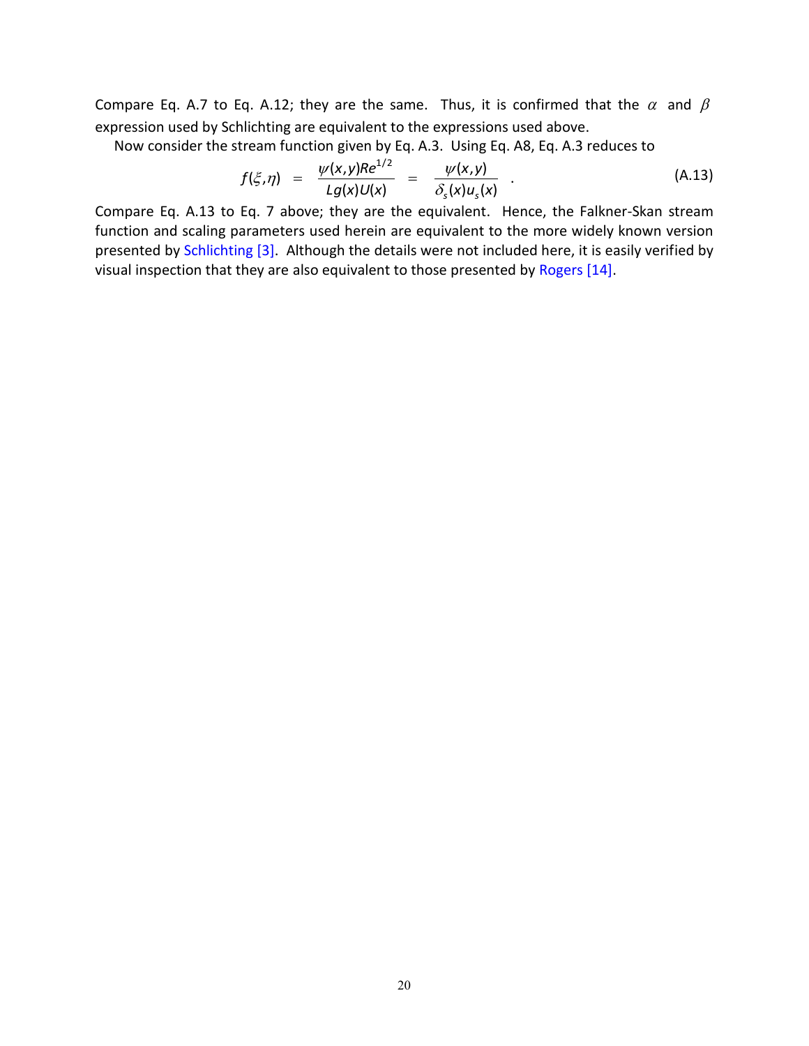Compare Eq. A.7 to Eq. A.12; they are the same. Thus, it is confirmed that the $\alpha$ and $\beta$ expression used by Schlichting are equivalent to the expressions used above.

Now consider the stream function given by Eq. A.3. Using Eq. A8, Eq. A.3 reduces to

$$f(\xi,\eta) \;=\; \frac{\psi(x,y)Re^{1/2}}{Lg(x)U(x)} \;=\; \frac{\psi(x,y)}{\delta_s(x)u_s(x)} \quad . \tag{A.13}$$

Compare Eq. A.13 to Eq. 7 above; they are the equivalent. Hence, the Falkner-Skan stream function and scaling parameters used herein are equivalent to the more widely known version presented by Schlichting [3]. Although the details were not included here, it is easily verified by visual inspection that they are also equivalent to those presented by Rogers [14].